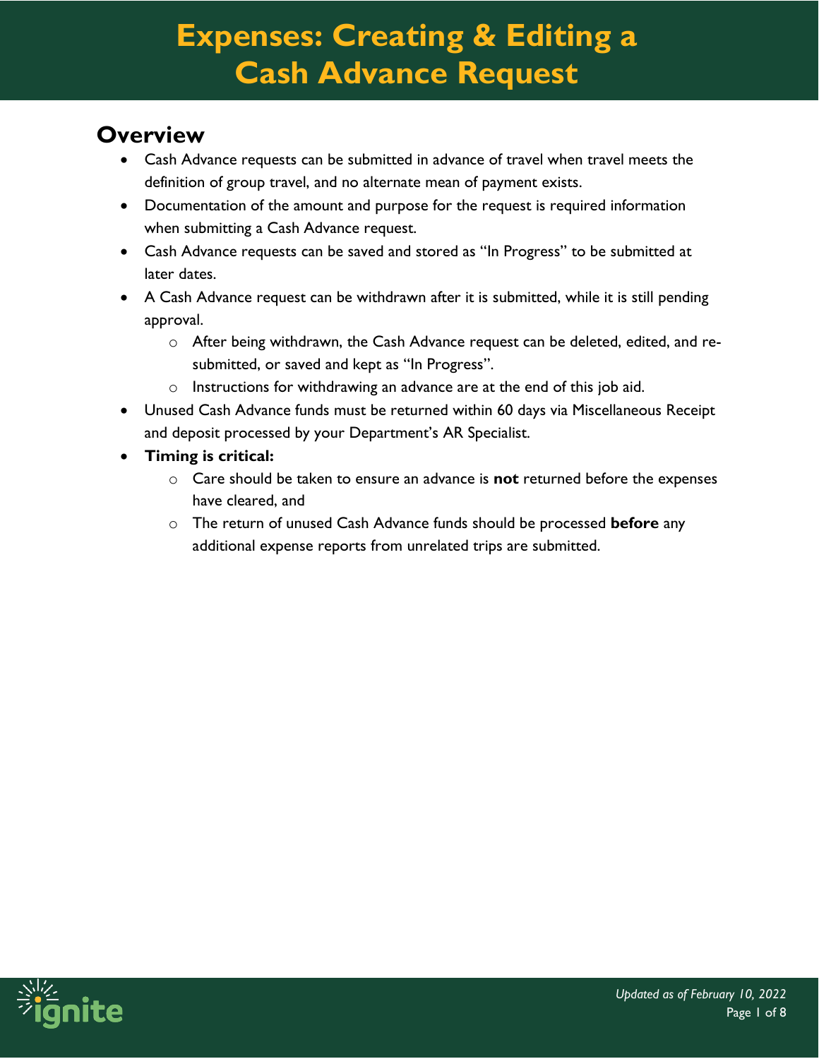# Expenses: Creating & Editing a Cash Advance Request

## Overview

- Cash Advance requests can be submitted in advance of travel when travel meets the definition of group travel, and no alternate mean of payment exists.
- Documentation of the amount and purpose for the request is required information when submitting a Cash Advance request.
- Cash Advance requests can be saved and stored as "In Progress" to be submitted at later dates.
- A Cash Advance request can be withdrawn after it is submitted, while it is still pending approval.
  - After being withdrawn, the Cash Advance request can be deleted, edited, and re-submitted, or saved and kept as "In Progress".
  - Instructions for withdrawing an advance are at the end of this job aid.
- Unused Cash Advance funds must be returned within 60 days via Miscellaneous Receipt and deposit processed by your Department's AR Specialist.
- **Timing is critical:**
  - Care should be taken to ensure an advance is **not** returned before the expenses have cleared, and
  - The return of unused Cash Advance funds should be processed **before** any additional expense reports from unrelated trips are submitted.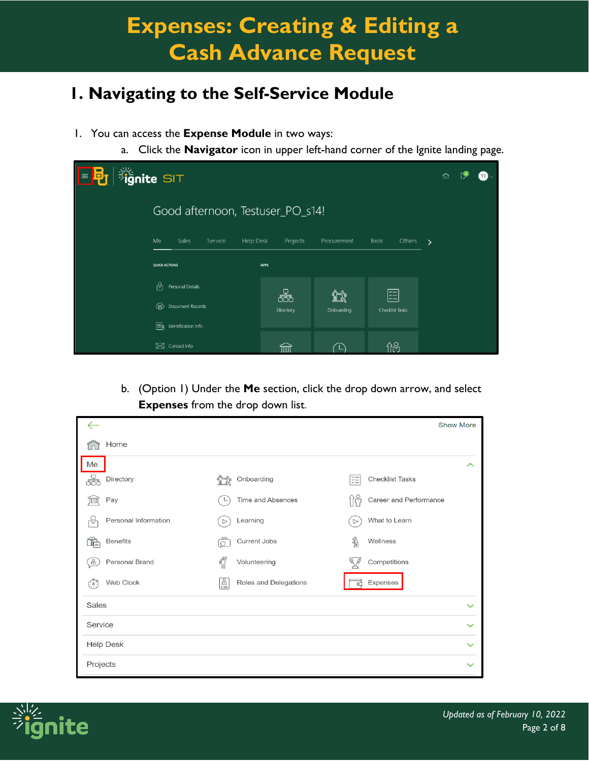# Expenses: Creating & Editing a Cash Advance Request

## 1. Navigating to the Self-Service Module

1. You can access the **Expense Module** in two ways:
   a. Click the **Navigator** icon in upper left-hand corner of the Ignite landing page.

   b. (Option 1) Under the **Me** section, click the drop down arrow, and select **Expenses** from the drop down list.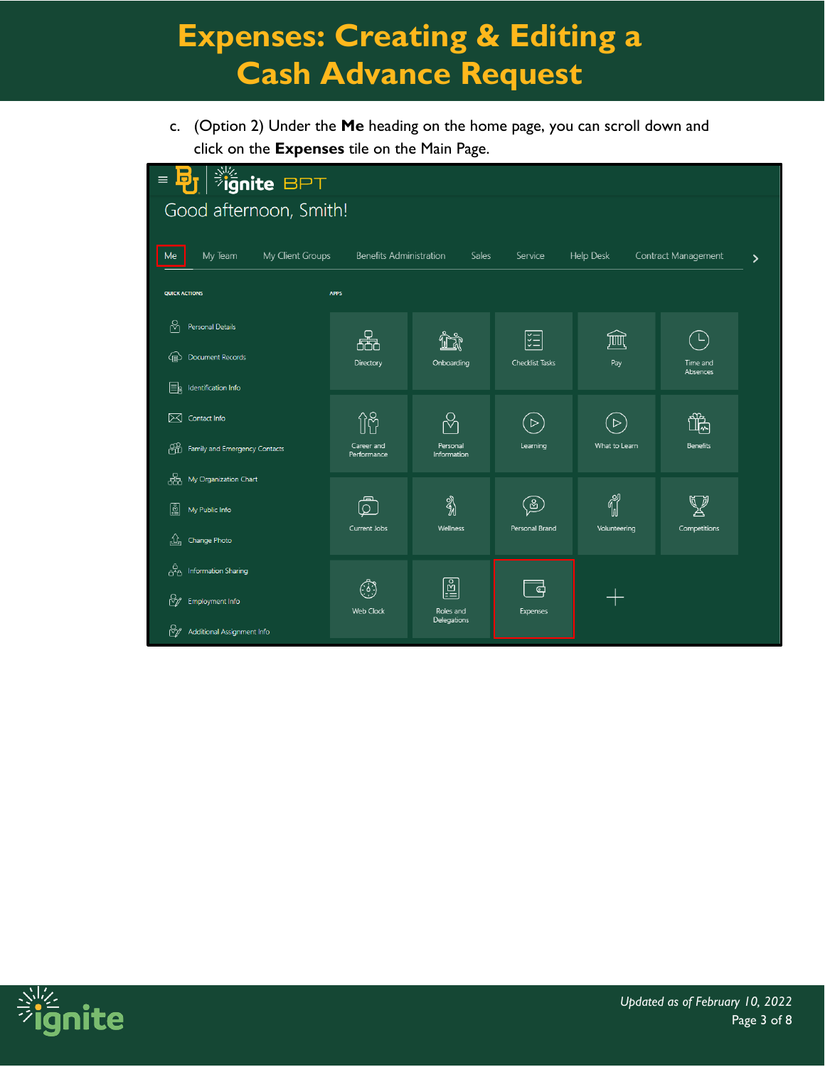c. (Option 2) Under the **Me** heading on the home page, you can scroll down and click on the **Expenses** tile on the Main Page.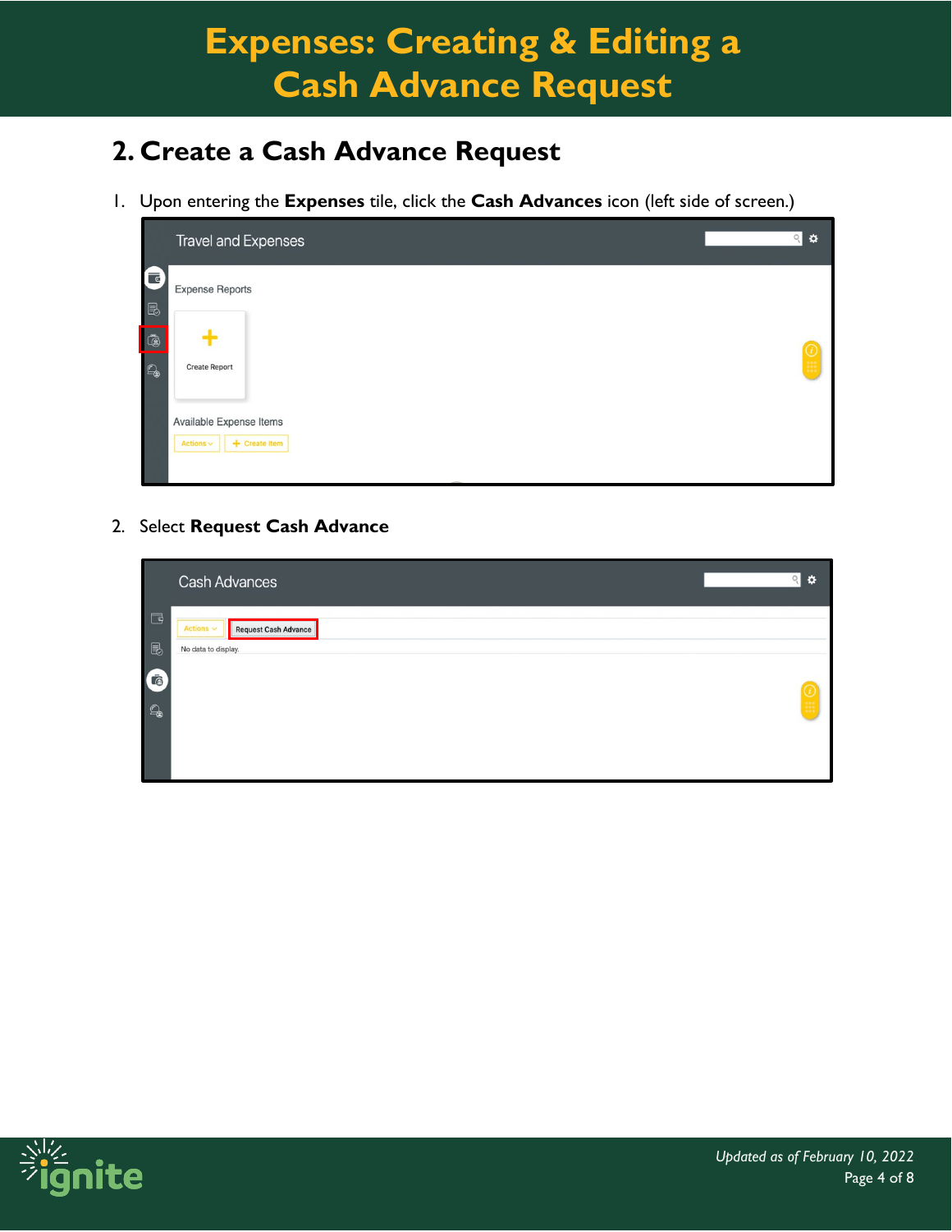## 2. Create a Cash Advance Request

1. Upon entering the **Expenses** tile, click the **Cash Advances** icon (left side of screen.)

2. Select **Request Cash Advance**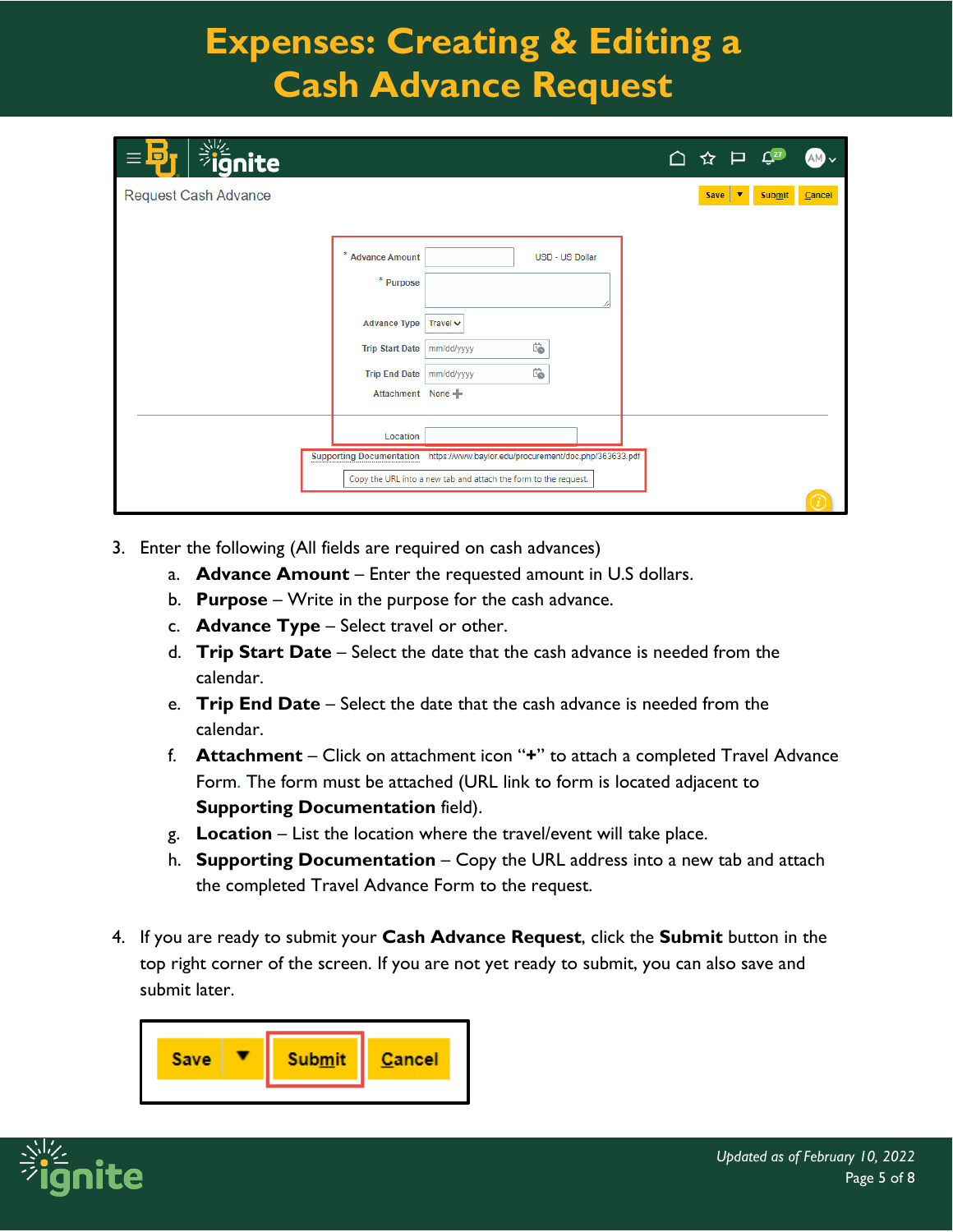# Expenses: Creating & Editing a Cash Advance Request

3. Enter the following (All fields are required on cash advances)
   a. **Advance Amount** – Enter the requested amount in U.S dollars.
   b. **Purpose** – Write in the purpose for the cash advance.
   c. **Advance Type** – Select travel or other.
   d. **Trip Start Date** – Select the date that the cash advance is needed from the calendar.
   e. **Trip End Date** – Select the date that the cash advance is needed from the calendar.
   f. **Attachment** – Click on attachment icon "**+**" to attach a completed Travel Advance Form. The form must be attached (URL link to form is located adjacent to **Supporting Documentation** field).
   g. **Location** – List the location where the travel/event will take place.
   h. **Supporting Documentation** – Copy the URL address into a new tab and attach the completed Travel Advance Form to the request.

4. If you are ready to submit your **Cash Advance Request**, click the **Submit** button in the top right corner of the screen. If you are not yet ready to submit, you can also save and submit later.

*Updated as of February 10, 2022*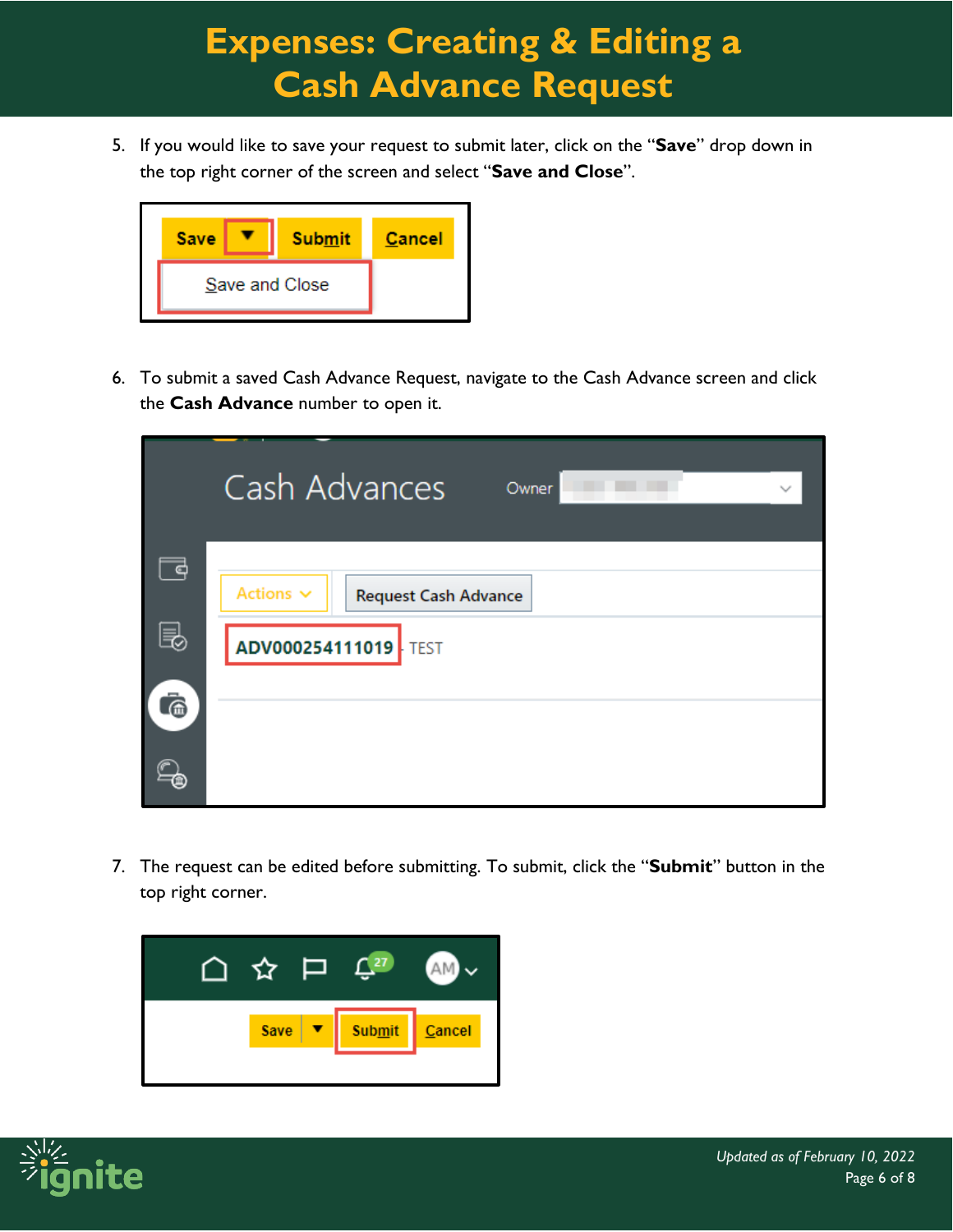# Expenses: Creating & Editing a Cash Advance Request

5. If you would like to save your request to submit later, click on the "**Save**" drop down in the top right corner of the screen and select "**Save and Close**".

6. To submit a saved Cash Advance Request, navigate to the Cash Advance screen and click the **Cash Advance** number to open it.

7. The request can be edited before submitting. To submit, click the "**Submit**" button in the top right corner.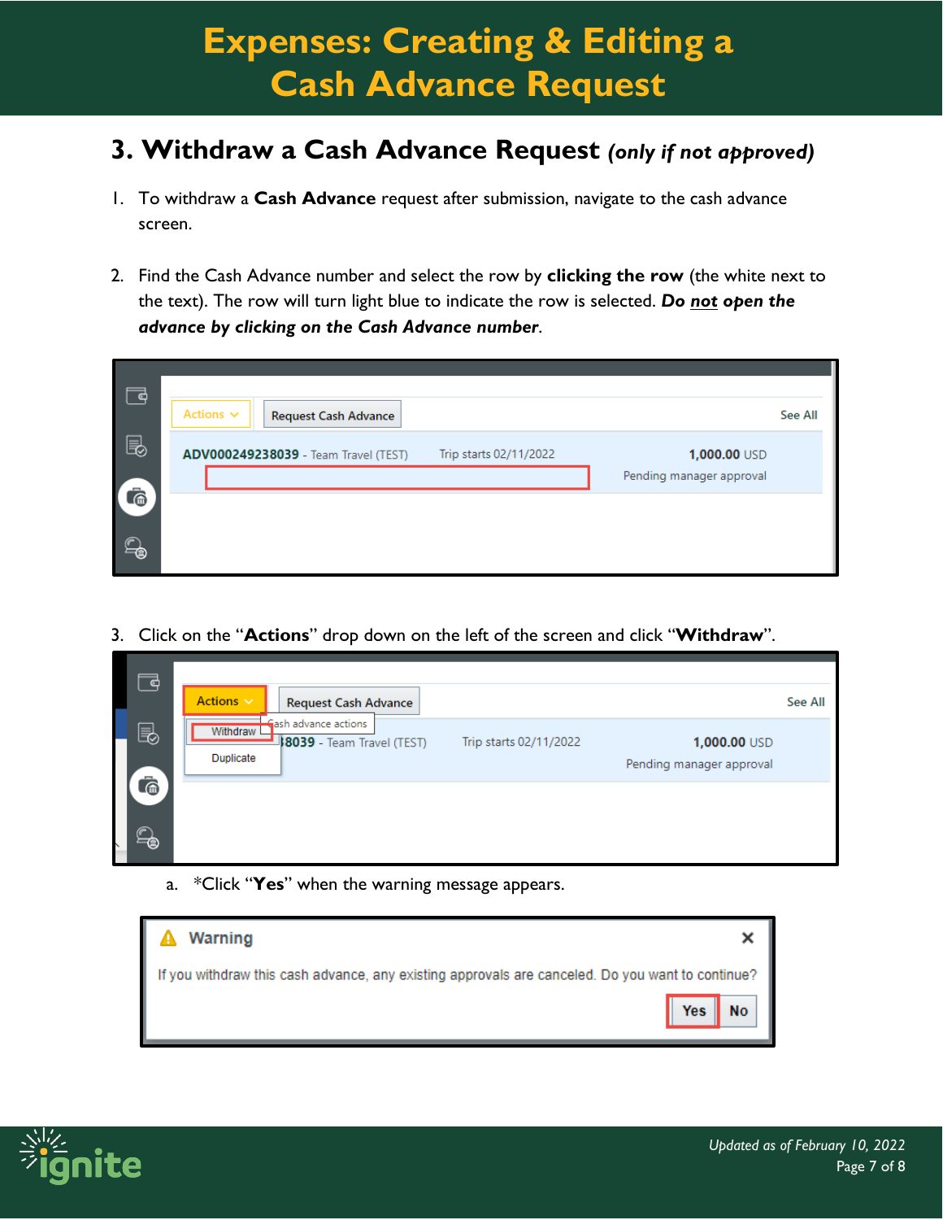# Expenses: Creating & Editing a Cash Advance Request

## 3. Withdraw a Cash Advance Request *(only if not approved)*

1. To withdraw a **Cash Advance** request after submission, navigate to the cash advance screen.

2. Find the Cash Advance number and select the row by **clicking the row** (the white next to the text). The row will turn light blue to indicate the row is selected. ***Do not open the advance by clicking on the Cash Advance number***.

3. Click on the "**Actions**" drop down on the left of the screen and click "**Withdraw**".

   a. *Click "**Yes**" when the warning message appears.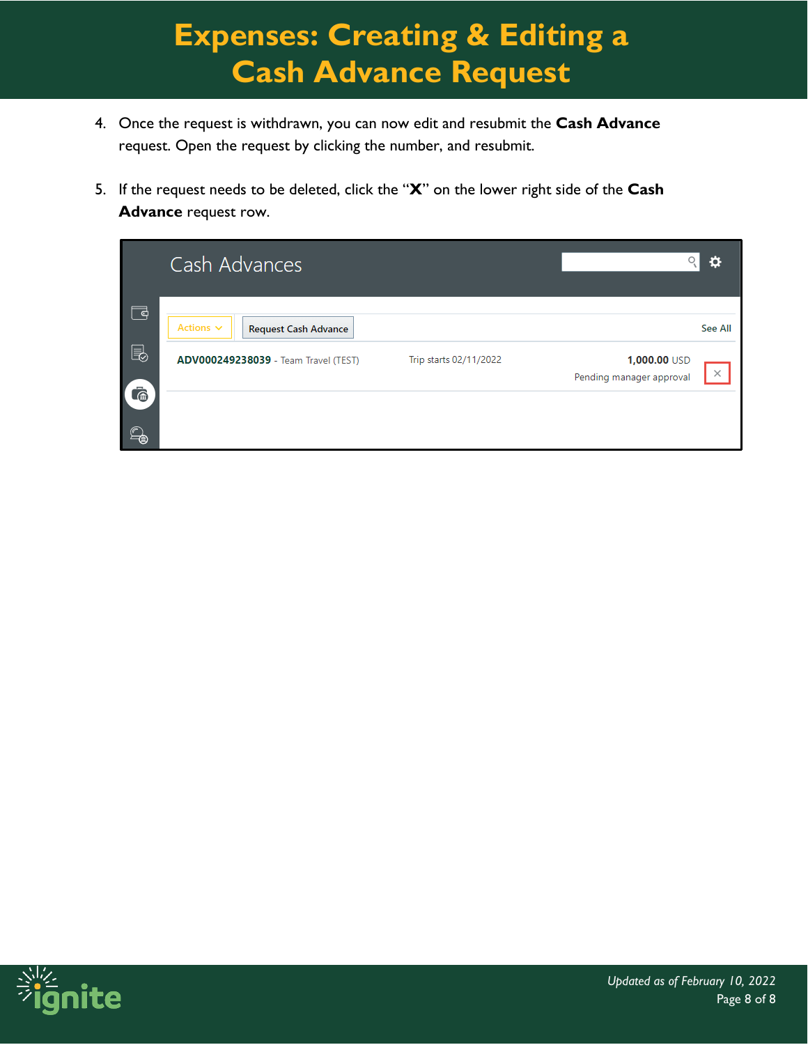4. Once the request is withdrawn, you can now edit and resubmit the **Cash Advance** request. Open the request by clicking the number, and resubmit.

5. If the request needs to be deleted, click the "**X**" on the lower right side of the **Cash Advance** request row.